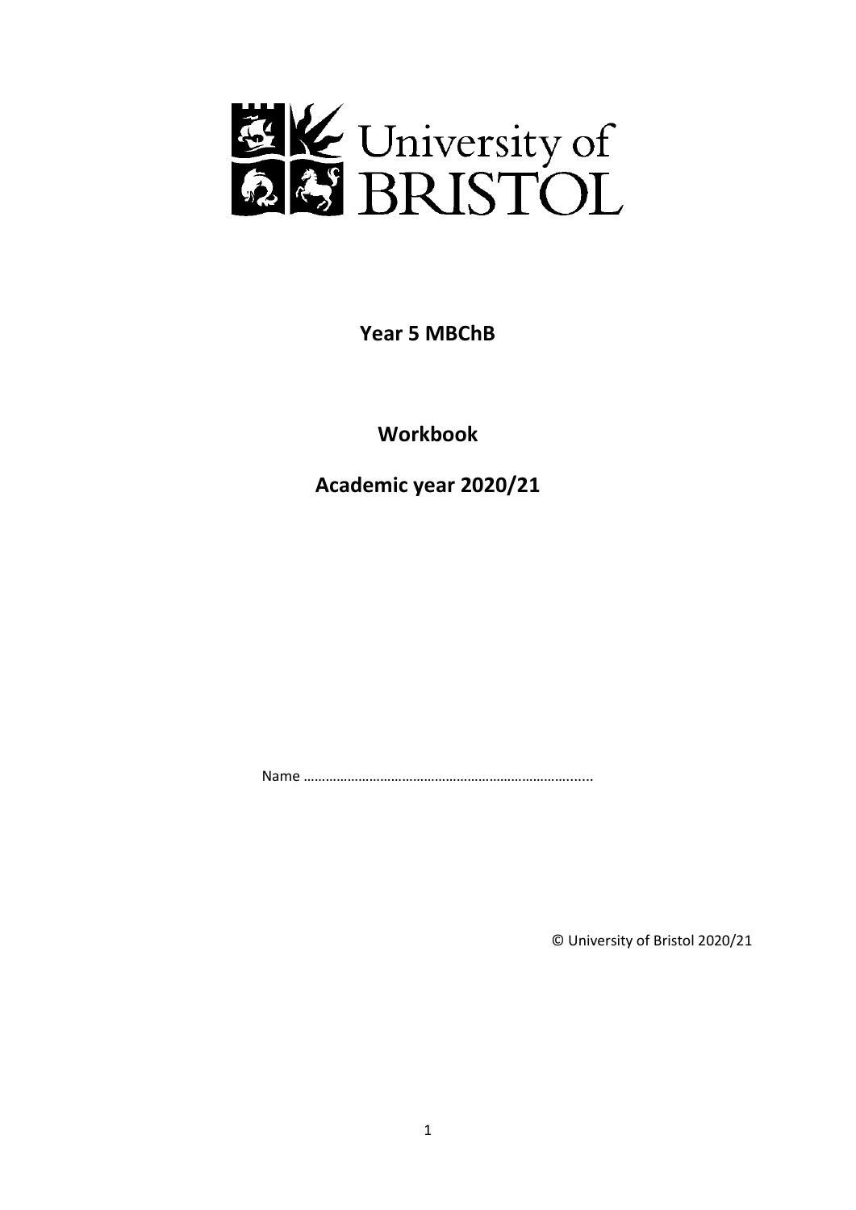University of BRISTOL

**Year 5 MBChB**

**Workbook**

**Academic year 2020/21**

Name …………………………………………………………………......

© University of Bristol 2020/21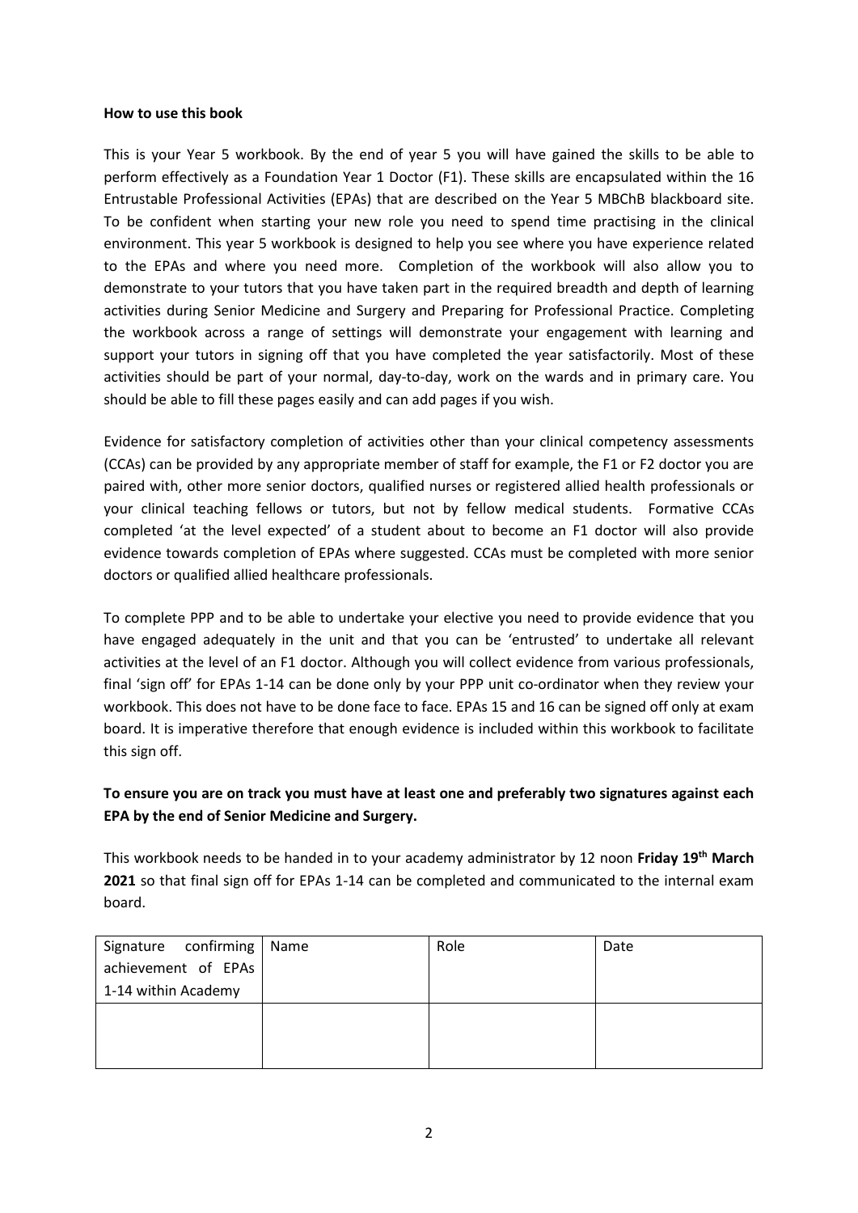**How to use this book**

This is your Year 5 workbook. By the end of year 5 you will have gained the skills to be able to perform effectively as a Foundation Year 1 Doctor (F1). These skills are encapsulated within the 16 Entrustable Professional Activities (EPAs) that are described on the Year 5 MBChB blackboard site. To be confident when starting your new role you need to spend time practising in the clinical environment. This year 5 workbook is designed to help you see where you have experience related to the EPAs and where you need more. Completion of the workbook will also allow you to demonstrate to your tutors that you have taken part in the required breadth and depth of learning activities during Senior Medicine and Surgery and Preparing for Professional Practice. Completing the workbook across a range of settings will demonstrate your engagement with learning and support your tutors in signing off that you have completed the year satisfactorily. Most of these activities should be part of your normal, day-to-day, work on the wards and in primary care. You should be able to fill these pages easily and can add pages if you wish.

Evidence for satisfactory completion of activities other than your clinical competency assessments (CCAs) can be provided by any appropriate member of staff for example, the F1 or F2 doctor you are paired with, other more senior doctors, qualified nurses or registered allied health professionals or your clinical teaching fellows or tutors, but not by fellow medical students. Formative CCAs completed 'at the level expected' of a student about to become an F1 doctor will also provide evidence towards completion of EPAs where suggested. CCAs must be completed with more senior doctors or qualified allied healthcare professionals.

To complete PPP and to be able to undertake your elective you need to provide evidence that you have engaged adequately in the unit and that you can be 'entrusted' to undertake all relevant activities at the level of an F1 doctor. Although you will collect evidence from various professionals, final 'sign off' for EPAs 1-14 can be done only by your PPP unit co-ordinator when they review your workbook. This does not have to be done face to face. EPAs 15 and 16 can be signed off only at exam board. It is imperative therefore that enough evidence is included within this workbook to facilitate this sign off.

**To ensure you are on track you must have at least one and preferably two signatures against each EPA by the end of Senior Medicine and Surgery.**

This workbook needs to be handed in to your academy administrator by 12 noon **Friday 19th March 2021** so that final sign off for EPAs 1-14 can be completed and communicated to the internal exam board.

| Signature confirming achievement of EPAs 1-14 within Academy | Name | Role | Date |
|---|---|---|---|
| | | | |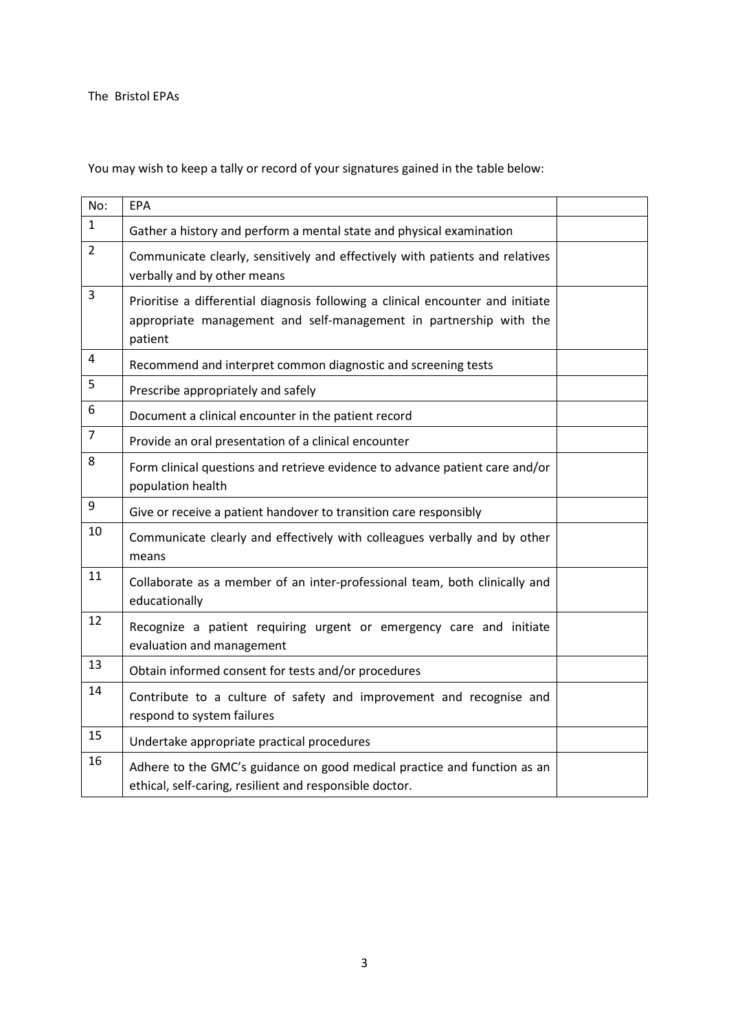The Bristol EPAs

You may wish to keep a tally or record of your signatures gained in the table below:

| No: | EPA | |
|---|---|---|
| 1 | Gather a history and perform a mental state and physical examination | |
| 2 | Communicate clearly, sensitively and effectively with patients and relatives verbally and by other means | |
| 3 | Prioritise a differential diagnosis following a clinical encounter and initiate appropriate management and self-management in partnership with the patient | |
| 4 | Recommend and interpret common diagnostic and screening tests | |
| 5 | Prescribe appropriately and safely | |
| 6 | Document a clinical encounter in the patient record | |
| 7 | Provide an oral presentation of a clinical encounter | |
| 8 | Form clinical questions and retrieve evidence to advance patient care and/or population health | |
| 9 | Give or receive a patient handover to transition care responsibly | |
| 10 | Communicate clearly and effectively with colleagues verbally and by other means | |
| 11 | Collaborate as a member of an inter-professional team, both clinically and educationally | |
| 12 | Recognize a patient requiring urgent or emergency care and initiate evaluation and management | |
| 13 | Obtain informed consent for tests and/or procedures | |
| 14 | Contribute to a culture of safety and improvement and recognise and respond to system failures | |
| 15 | Undertake appropriate practical procedures | |
| 16 | Adhere to the GMC's guidance on good medical practice and function as an ethical, self-caring, resilient and responsible doctor. | |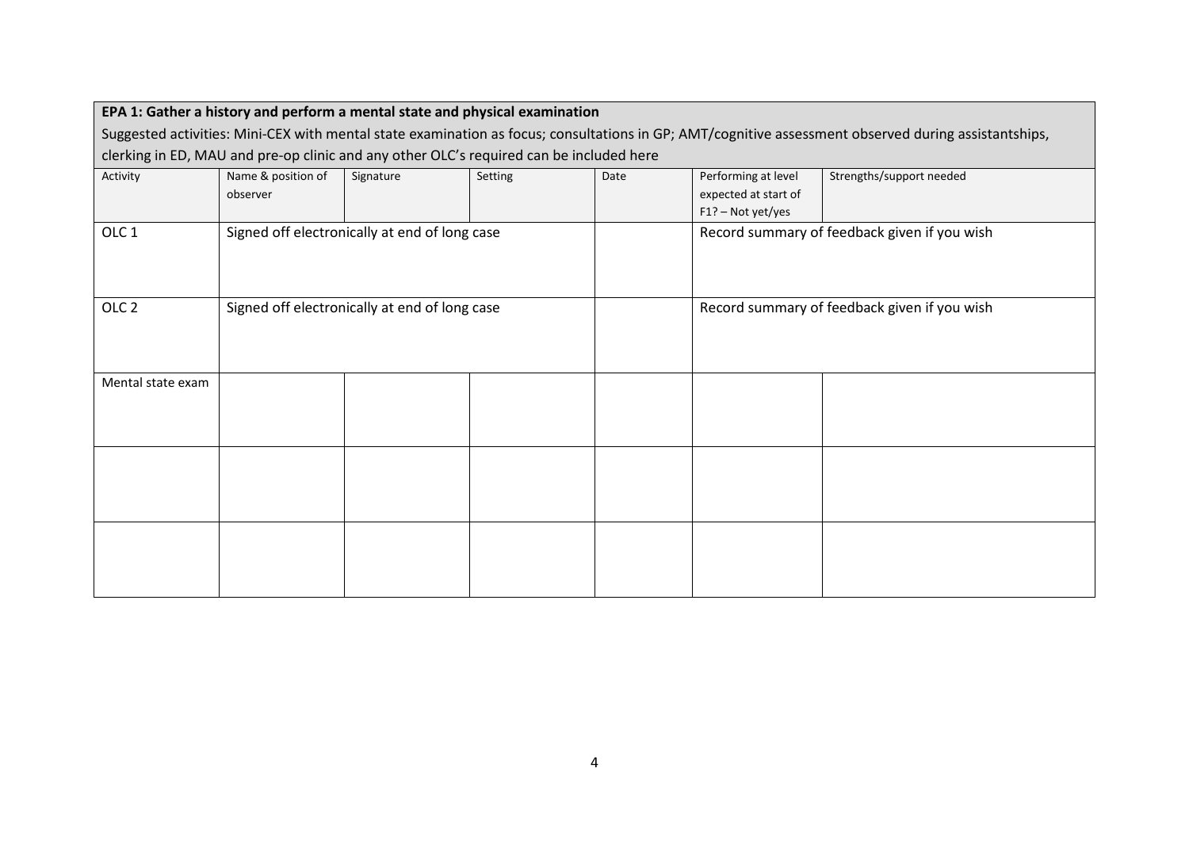**EPA 1: Gather a history and perform a mental state and physical examination**

Suggested activities: Mini-CEX with mental state examination as focus; consultations in GP; AMT/cognitive assessment observed during assistantships, clerking in ED, MAU and pre-op clinic and any other OLC's required can be included here

| Activity | Name & position of observer | Signature | Setting | Date | Performing at level expected at start of F1? – Not yet/yes | Strengths/support needed |
|---|---|---|---|---|---|---|
| OLC 1 | Signed off electronically at end of long case | | | | Record summary of feedback given if you wish | |
| OLC 2 | Signed off electronically at end of long case | | | | Record summary of feedback given if you wish | |
| Mental state exam | | | | | | |
| | | | | | | |
| | | | | | | |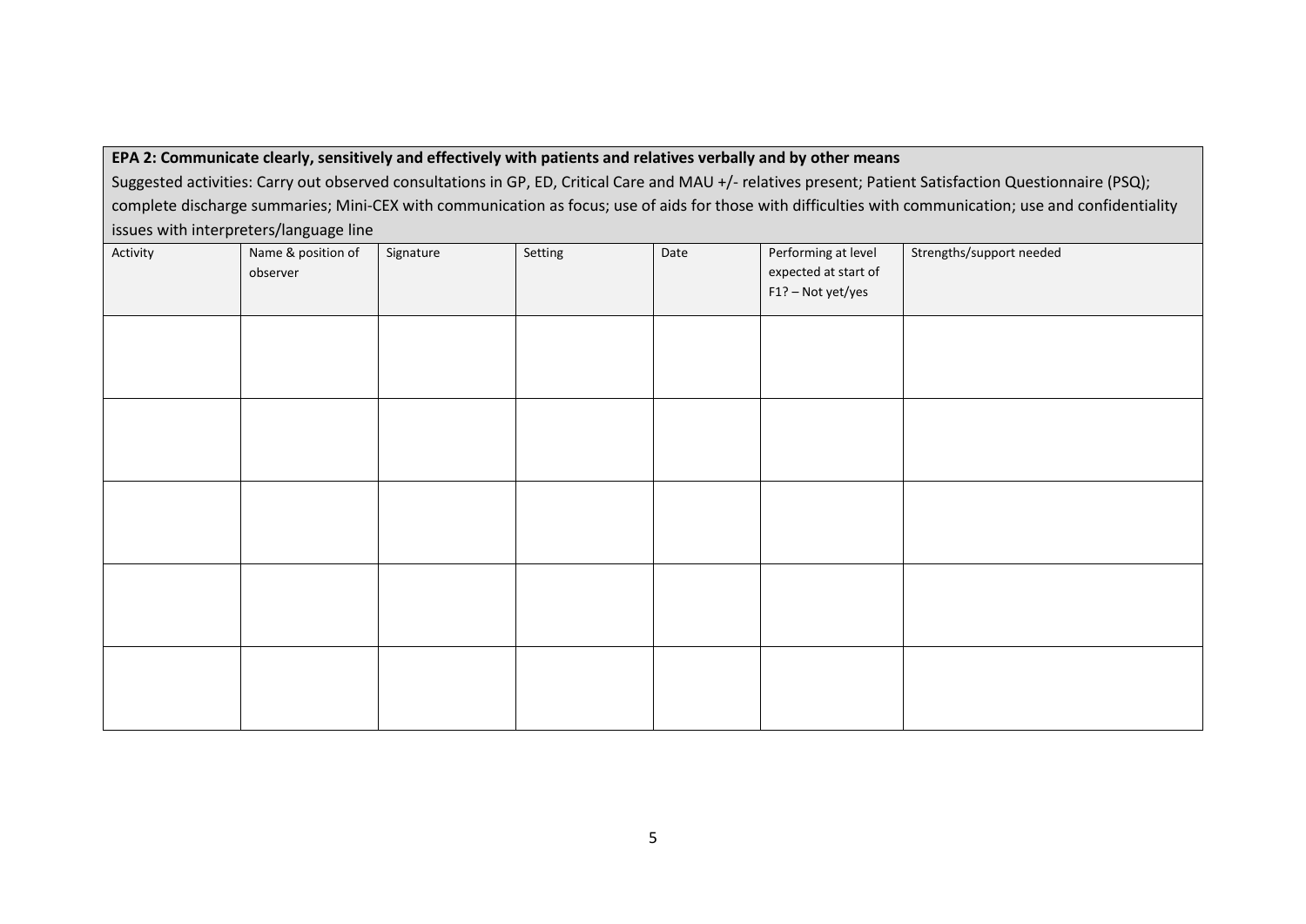**EPA 2: Communicate clearly, sensitively and effectively with patients and relatives verbally and by other means**

Suggested activities: Carry out observed consultations in GP, ED, Critical Care and MAU +/- relatives present; Patient Satisfaction Questionnaire (PSQ); complete discharge summaries; Mini-CEX with communication as focus; use of aids for those with difficulties with communication; use and confidentiality issues with interpreters/language line

| Activity | Name & position of observer | Signature | Setting | Date | Performing at level expected at start of F1? – Not yet/yes | Strengths/support needed |
|---|---|---|---|---|---|---|
| | | | | | | |
| | | | | | | |
| | | | | | | |
| | | | | | | |
| | | | | | | |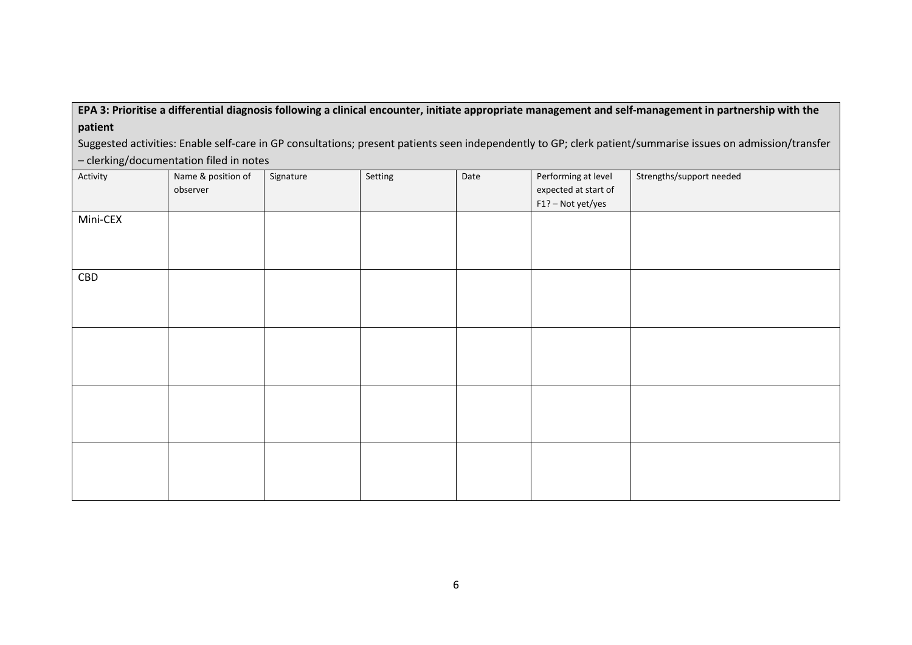**EPA 3: Prioritise a differential diagnosis following a clinical encounter, initiate appropriate management and self-management in partnership with the patient**

Suggested activities: Enable self-care in GP consultations; present patients seen independently to GP; clerk patient/summarise issues on admission/transfer – clerking/documentation filed in notes

| Activity | Name & position of observer | Signature | Setting | Date | Performing at level expected at start of F1? – Not yet/yes | Strengths/support needed |
|---|---|---|---|---|---|---|
| Mini-CEX | | | | | | |
| CBD | | | | | | |
| | | | | | | |
| | | | | | | |
| | | | | | | |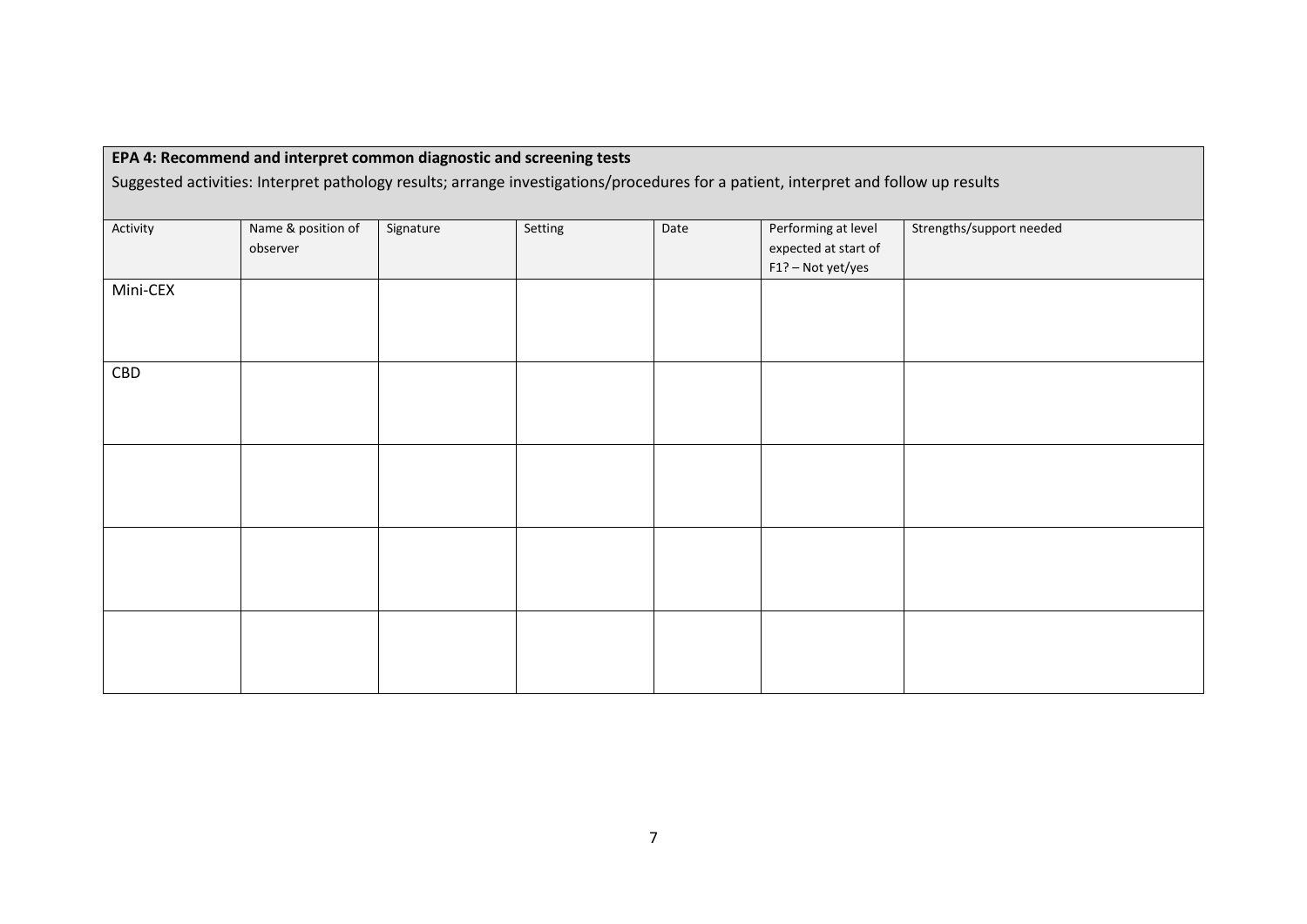**EPA 4: Recommend and interpret common diagnostic and screening tests**

Suggested activities: Interpret pathology results; arrange investigations/procedures for a patient, interpret and follow up results

| Activity | Name & position of observer | Signature | Setting | Date | Performing at level expected at start of F1? – Not yet/yes | Strengths/support needed |
|---|---|---|---|---|---|---|
| Mini-CEX | | | | | | |
| CBD | | | | | | |
| | | | | | | |
| | | | | | | |
| | | | | | | |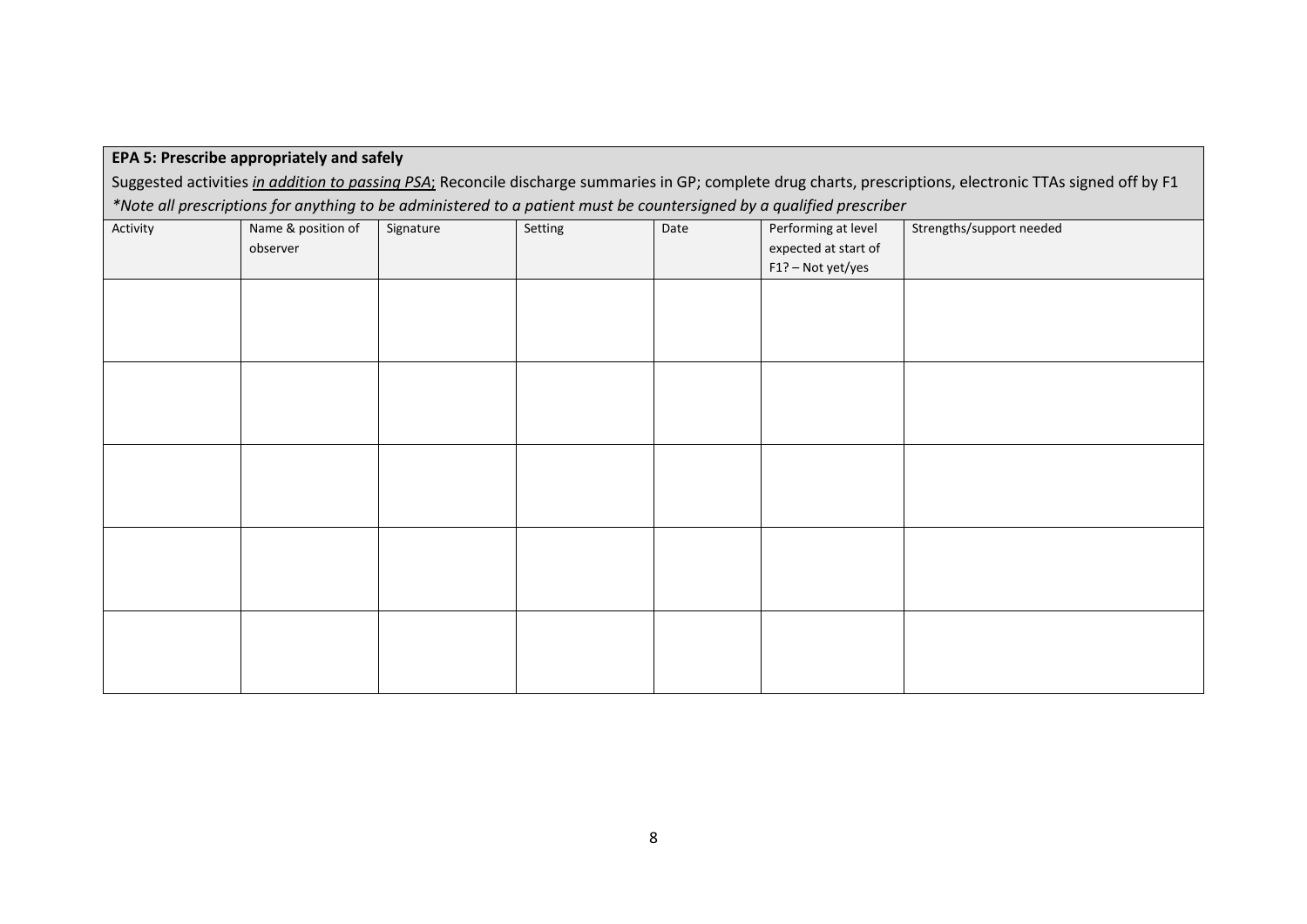**EPA 5: Prescribe appropriately and safely**

Suggested activities *in addition to passing PSA*; Reconcile discharge summaries in GP; complete drug charts, prescriptions, electronic TTAs signed off by F1

**Note all prescriptions for anything to be administered to a patient must be countersigned by a qualified prescriber*

| Activity | Name & position of observer | Signature | Setting | Date | Performing at level expected at start of F1? – Not yet/yes | Strengths/support needed |
|---|---|---|---|---|---|---|
| | | | | | | |
| | | | | | | |
| | | | | | | |
| | | | | | | |
| | | | | | | |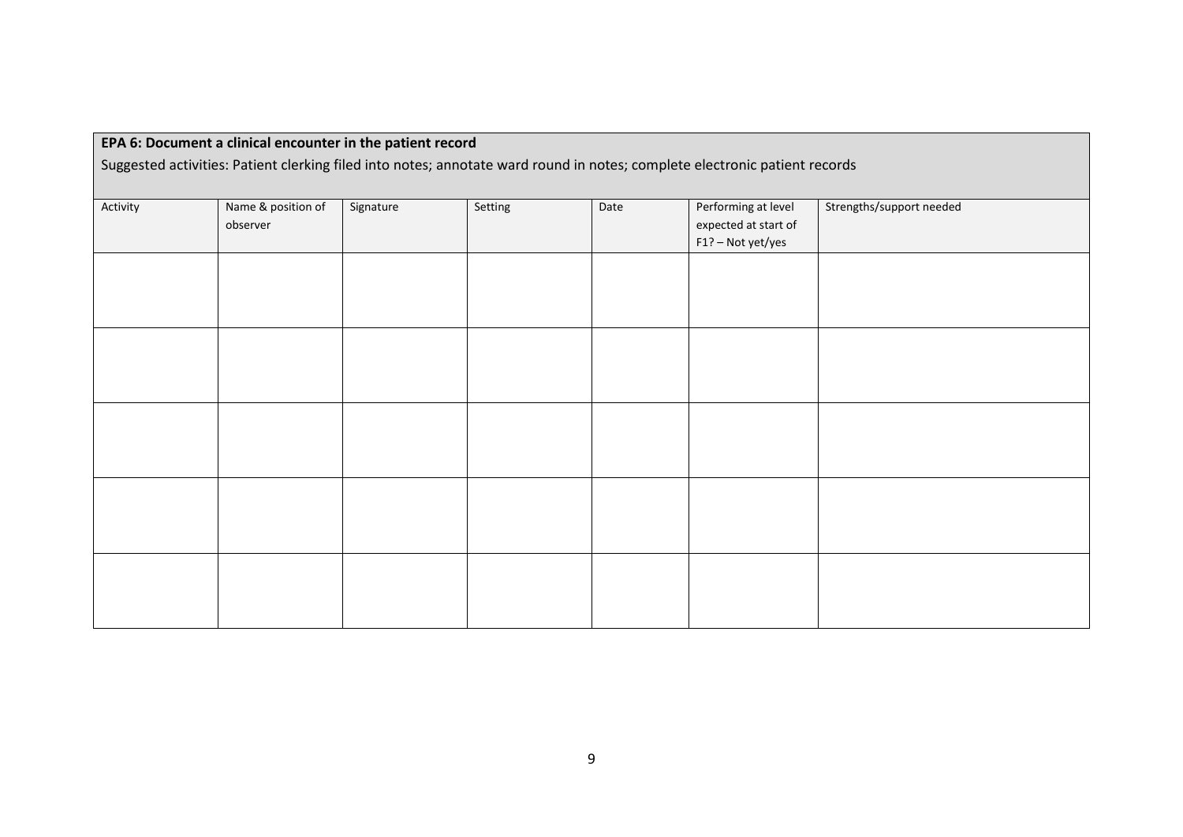**EPA 6: Document a clinical encounter in the patient record**

Suggested activities: Patient clerking filed into notes; annotate ward round in notes; complete electronic patient records

| Activity | Name & position of observer | Signature | Setting | Date | Performing at level expected at start of F1? – Not yet/yes | Strengths/support needed |
|---|---|---|---|---|---|---|
| | | | | | | |
| | | | | | | |
| | | | | | | |
| | | | | | | |
| | | | | | | |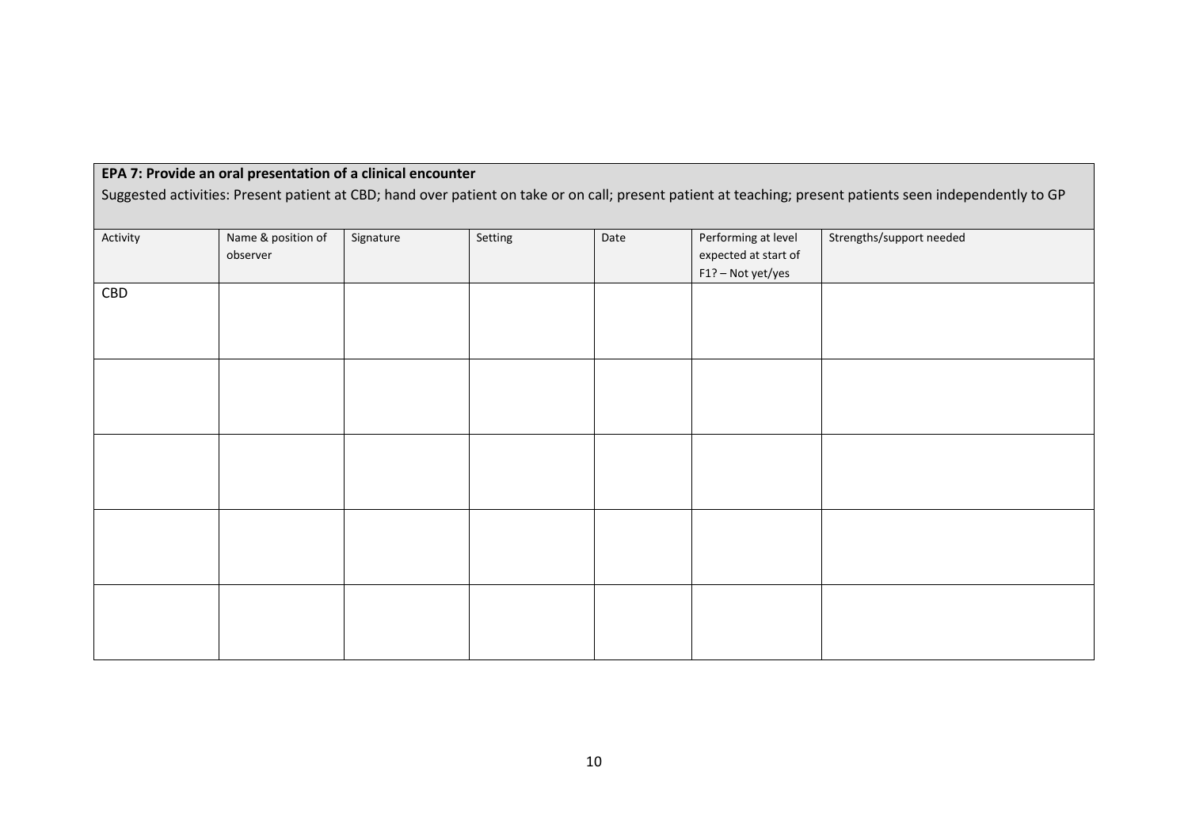**EPA 7: Provide an oral presentation of a clinical encounter**

Suggested activities: Present patient at CBD; hand over patient on take or on call; present patient at teaching; present patients seen independently to GP

| Activity | Name & position of observer | Signature | Setting | Date | Performing at level expected at start of F1? – Not yet/yes | Strengths/support needed |
|---|---|---|---|---|---|---|
| CBD | | | | | | |
| | | | | | | |
| | | | | | | |
| | | | | | | |
| | | | | | | |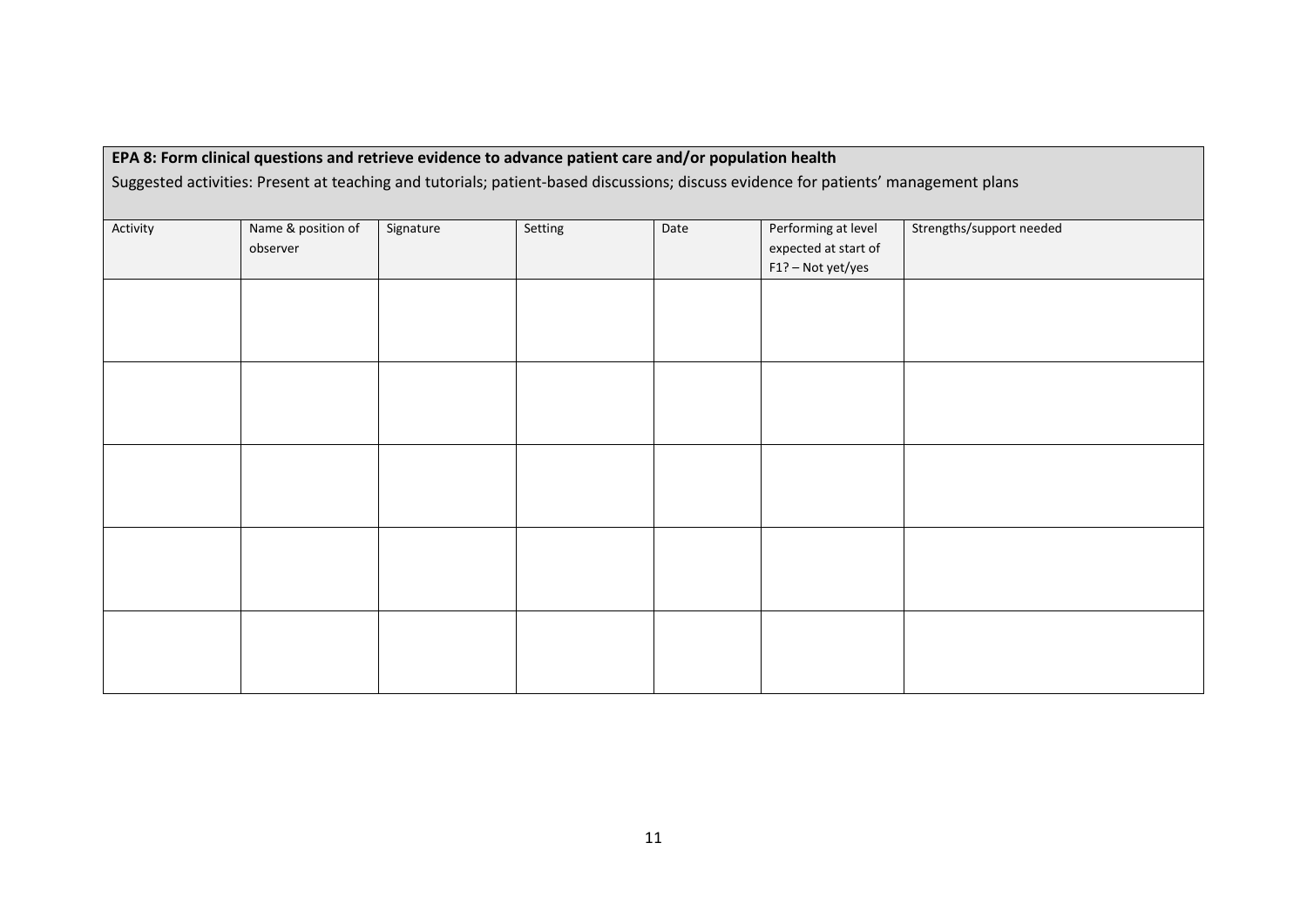**EPA 8: Form clinical questions and retrieve evidence to advance patient care and/or population health**

Suggested activities: Present at teaching and tutorials; patient-based discussions; discuss evidence for patients' management plans

| Activity | Name & position of observer | Signature | Setting | Date | Performing at level expected at start of F1? – Not yet/yes | Strengths/support needed |
|---|---|---|---|---|---|---|
| | | | | | | |
| | | | | | | |
| | | | | | | |
| | | | | | | |
| | | | | | | |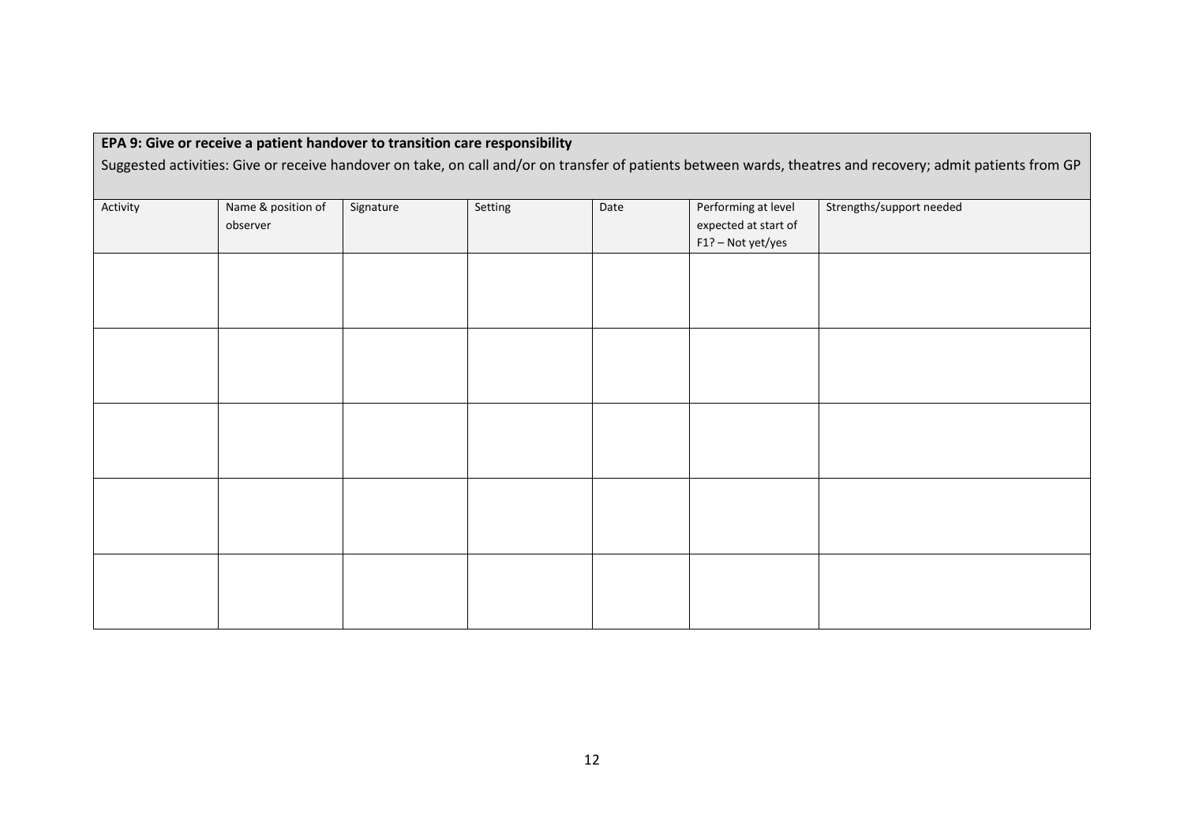**EPA 9: Give or receive a patient handover to transition care responsibility**

Suggested activities: Give or receive handover on take, on call and/or on transfer of patients between wards, theatres and recovery; admit patients from GP

| Activity | Name & position of observer | Signature | Setting | Date | Performing at level expected at start of F1? – Not yet/yes | Strengths/support needed |
|---|---|---|---|---|---|---|
| | | | | | | |
| | | | | | | |
| | | | | | | |
| | | | | | | |
| | | | | | | |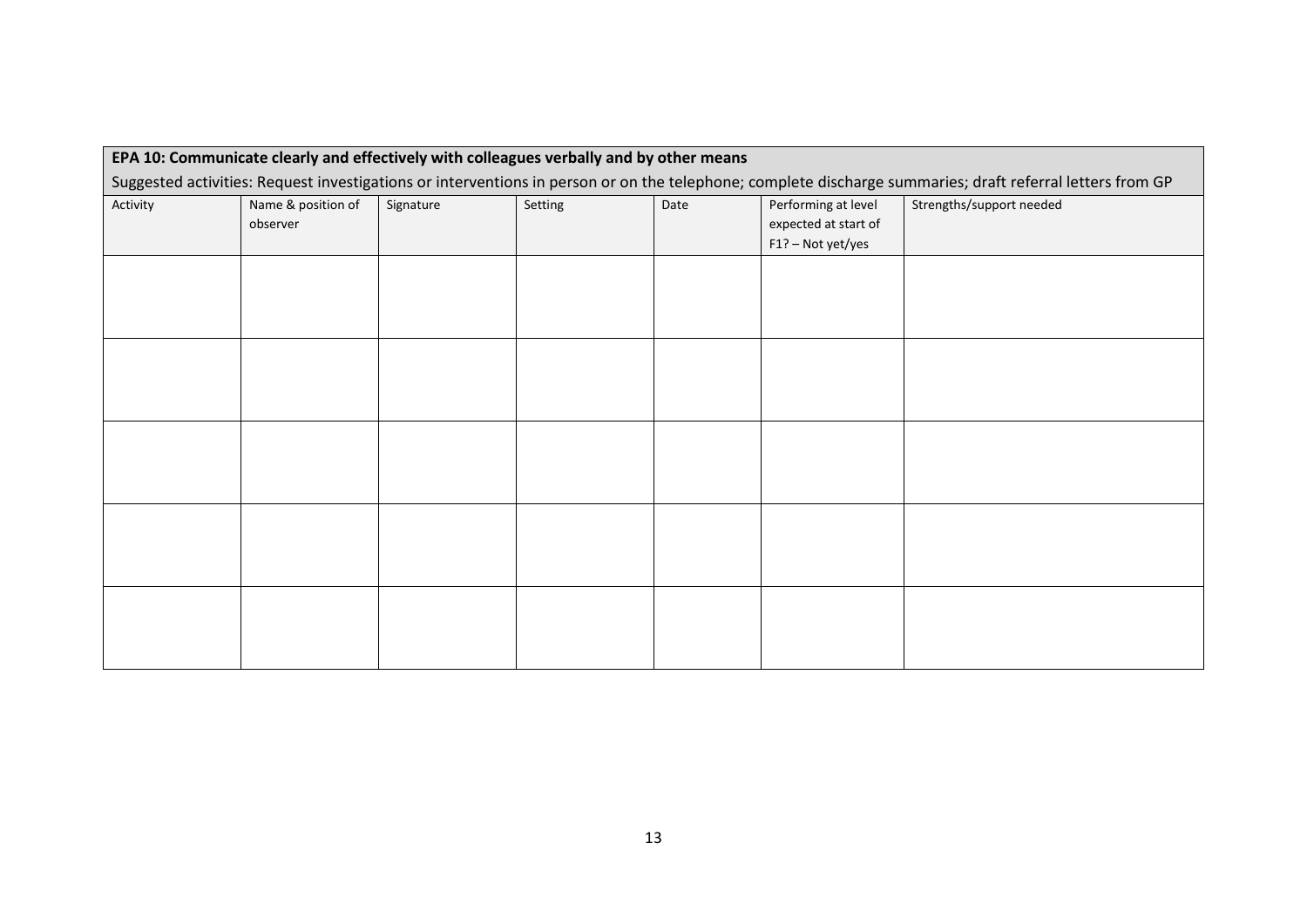**EPA 10: Communicate clearly and effectively with colleagues verbally and by other means**

Suggested activities: Request investigations or interventions in person or on the telephone; complete discharge summaries; draft referral letters from GP

| Activity | Name & position of observer | Signature | Setting | Date | Performing at level expected at start of F1? – Not yet/yes | Strengths/support needed |
|---|---|---|---|---|---|---|
| | | | | | | |
| | | | | | | |
| | | | | | | |
| | | | | | | |
| | | | | | | |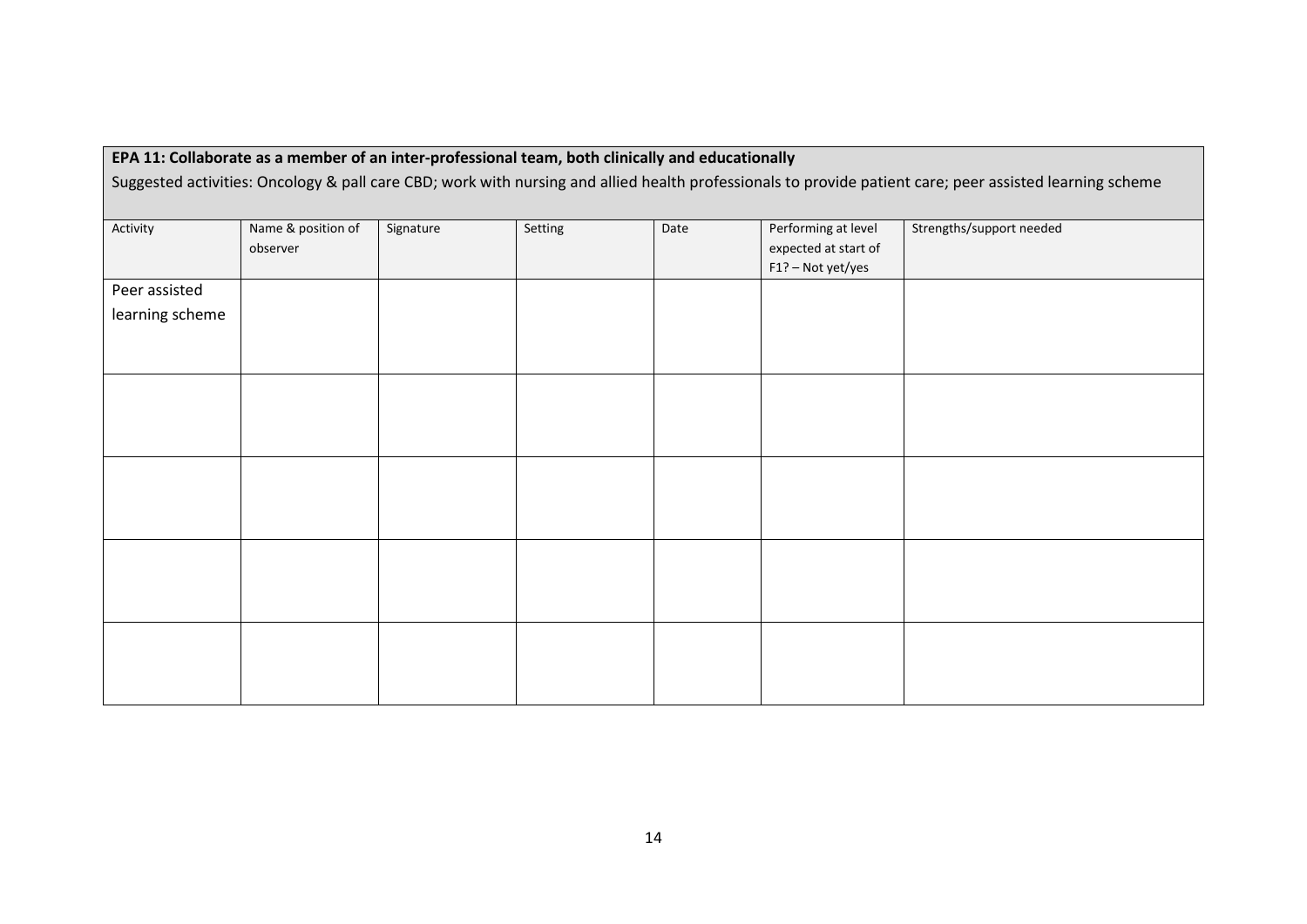**EPA 11: Collaborate as a member of an inter-professional team, both clinically and educationally**

Suggested activities: Oncology & pall care CBD; work with nursing and allied health professionals to provide patient care; peer assisted learning scheme

| Activity | Name & position of observer | Signature | Setting | Date | Performing at level expected at start of F1? – Not yet/yes | Strengths/support needed |
|---|---|---|---|---|---|---|
| Peer assisted learning scheme | | | | | | |
| | | | | | | |
| | | | | | | |
| | | | | | | |
| | | | | | | |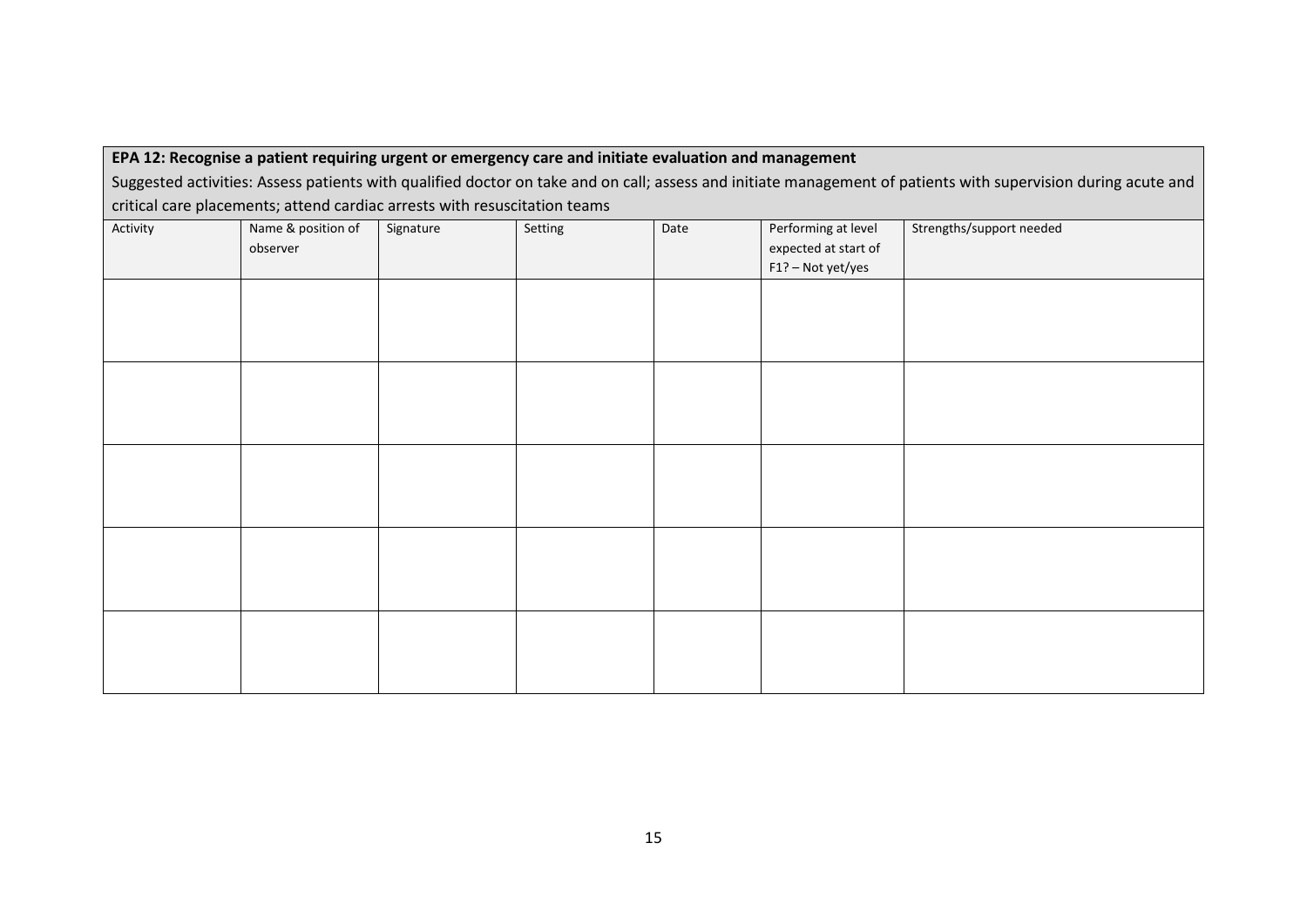**EPA 12: Recognise a patient requiring urgent or emergency care and initiate evaluation and management**

Suggested activities: Assess patients with qualified doctor on take and on call; assess and initiate management of patients with supervision during acute and critical care placements; attend cardiac arrests with resuscitation teams

| Activity | Name & position of observer | Signature | Setting | Date | Performing at level expected at start of F1? – Not yet/yes | Strengths/support needed |
|---|---|---|---|---|---|---|
| | | | | | | |
| | | | | | | |
| | | | | | | |
| | | | | | | |
| | | | | | | |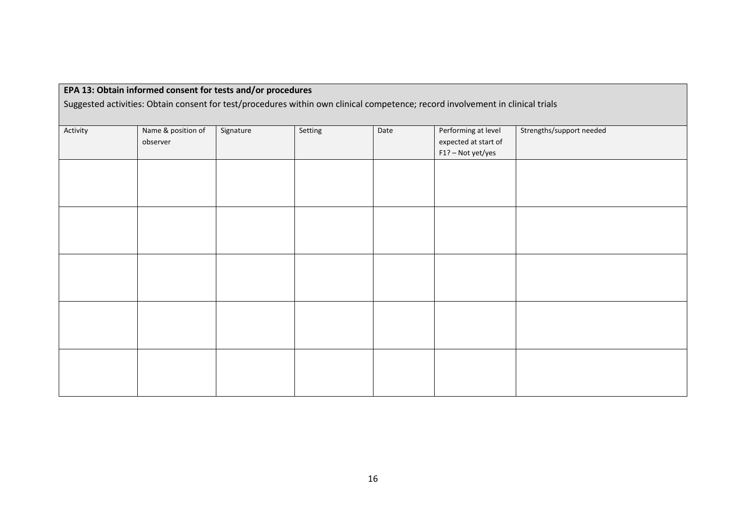**EPA 13: Obtain informed consent for tests and/or procedures**

Suggested activities: Obtain consent for test/procedures within own clinical competence; record involvement in clinical trials

| Activity | Name & position of observer | Signature | Setting | Date | Performing at level expected at start of F1? – Not yet/yes | Strengths/support needed |
|---|---|---|---|---|---|---|
| | | | | | | |
| | | | | | | |
| | | | | | | |
| | | | | | | |
| | | | | | | |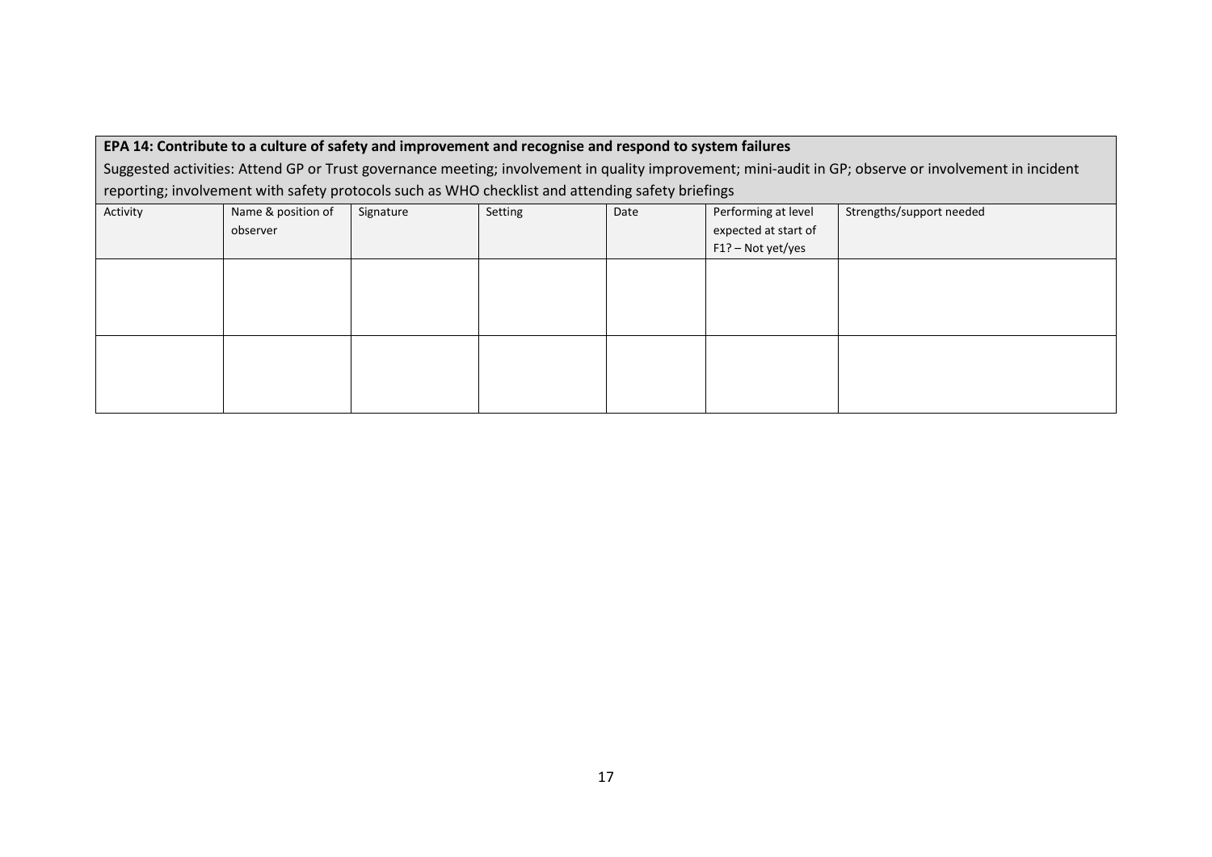**EPA 14: Contribute to a culture of safety and improvement and recognise and respond to system failures**

Suggested activities: Attend GP or Trust governance meeting; involvement in quality improvement; mini-audit in GP; observe or involvement in incident reporting; involvement with safety protocols such as WHO checklist and attending safety briefings

| Activity | Name & position of observer | Signature | Setting | Date | Performing at level expected at start of F1? – Not yet/yes | Strengths/support needed |
|---|---|---|---|---|---|---|
| | | | | | | |
| | | | | | | |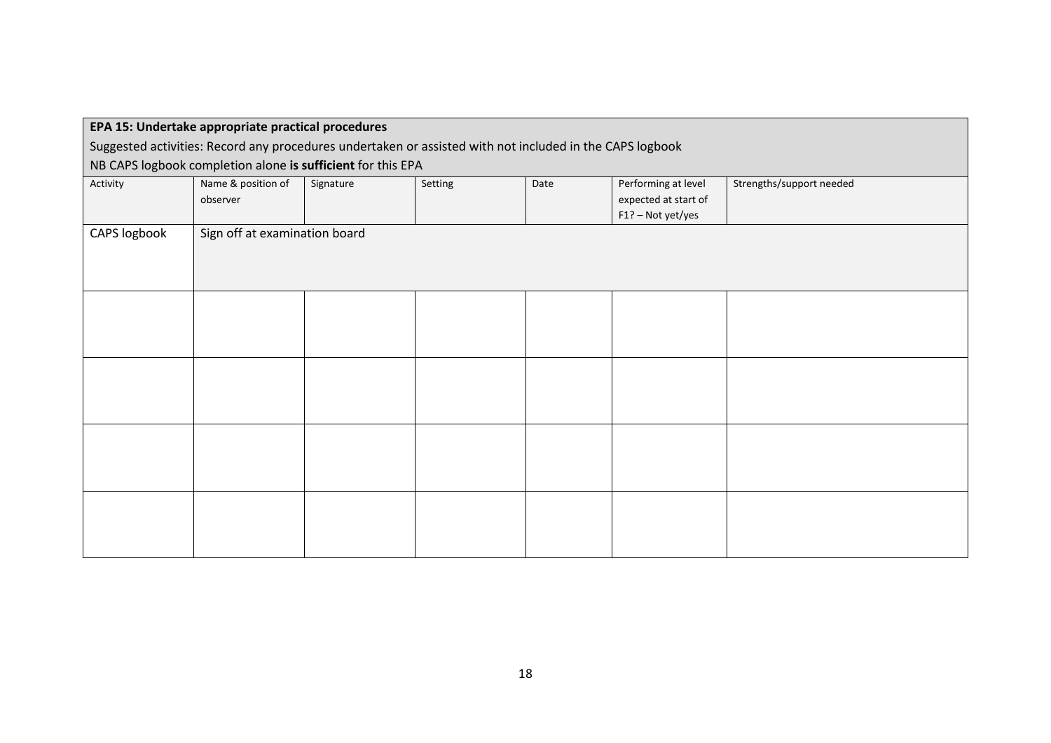**EPA 15: Undertake appropriate practical procedures**

Suggested activities: Record any procedures undertaken or assisted with not included in the CAPS logbook

NB CAPS logbook completion alone **is sufficient** for this EPA

| Activity | Name & position of observer | Signature | Setting | Date | Performing at level expected at start of F1? – Not yet/yes | Strengths/support needed |
|---|---|---|---|---|---|---|
| CAPS logbook | Sign off at examination board | | | | | |
| | | | | | | |
| | | | | | | |
| | | | | | | |
| | | | | | | |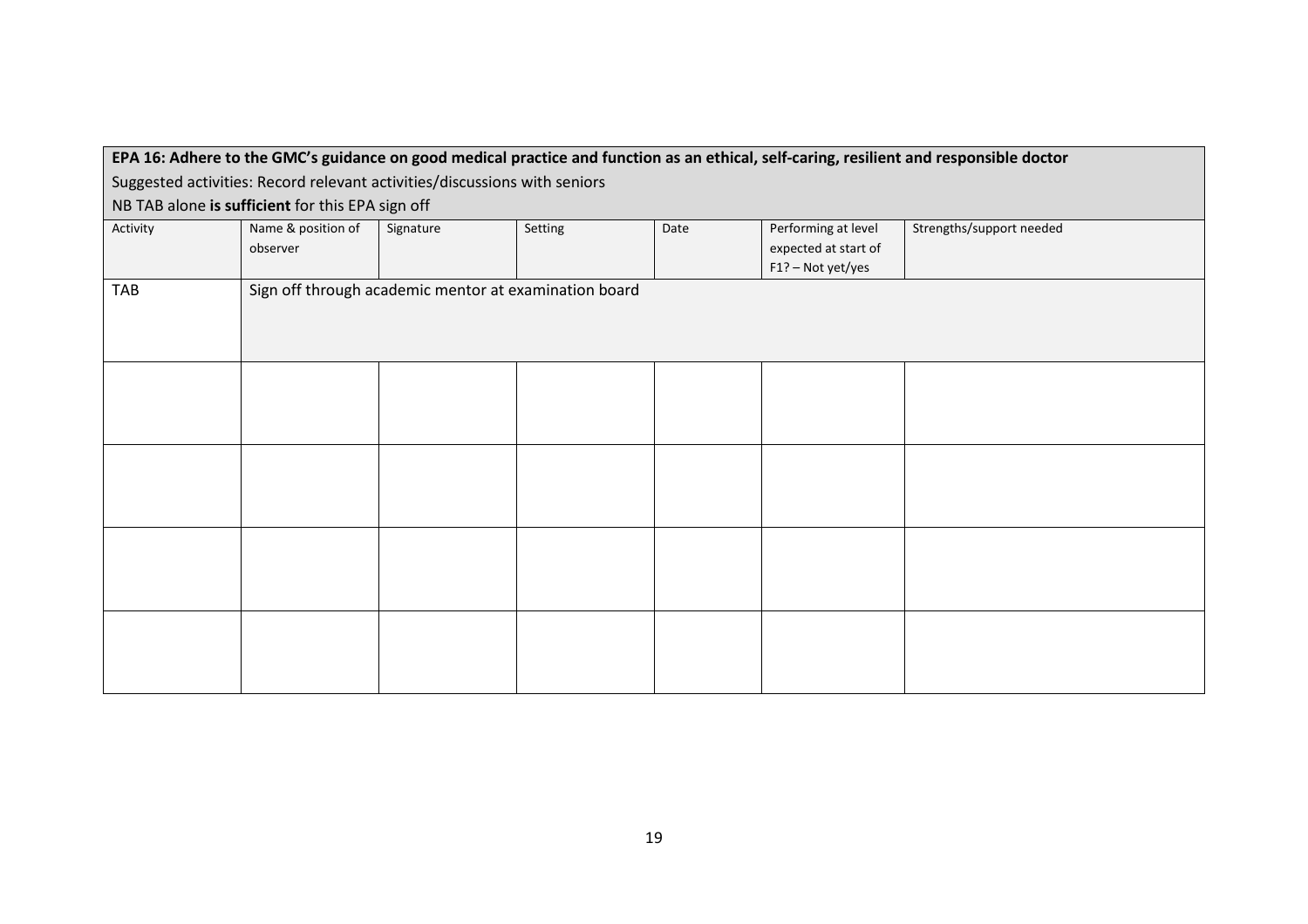**EPA 16: Adhere to the GMC's guidance on good medical practice and function as an ethical, self-caring, resilient and responsible doctor**

Suggested activities: Record relevant activities/discussions with seniors

NB TAB alone **is sufficient** for this EPA sign off

| Activity | Name & position of observer | Signature | Setting | Date | Performing at level expected at start of F1? – Not yet/yes | Strengths/support needed |
|---|---|---|---|---|---|---|
| TAB | Sign off through academic mentor at examination board | | | | | |
| | | | | | | |
| | | | | | | |
| | | | | | | |
| | | | | | | |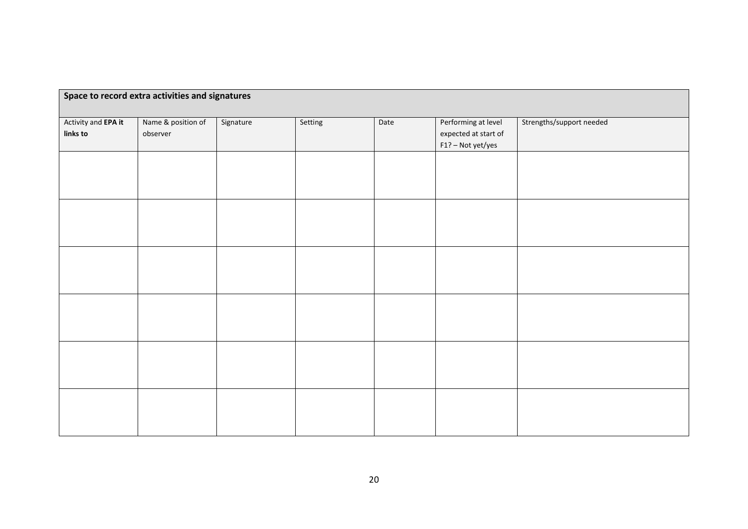**Space to record extra activities and signatures**

| Activity and **EPA it links to** | Name & position of observer | Signature | Setting | Date | Performing at level expected at start of F1? – Not yet/yes | Strengths/support needed |
|---|---|---|---|---|---|---|
| | | | | | | |
| | | | | | | |
| | | | | | | |
| | | | | | | |
| | | | | | | |
| | | | | | | |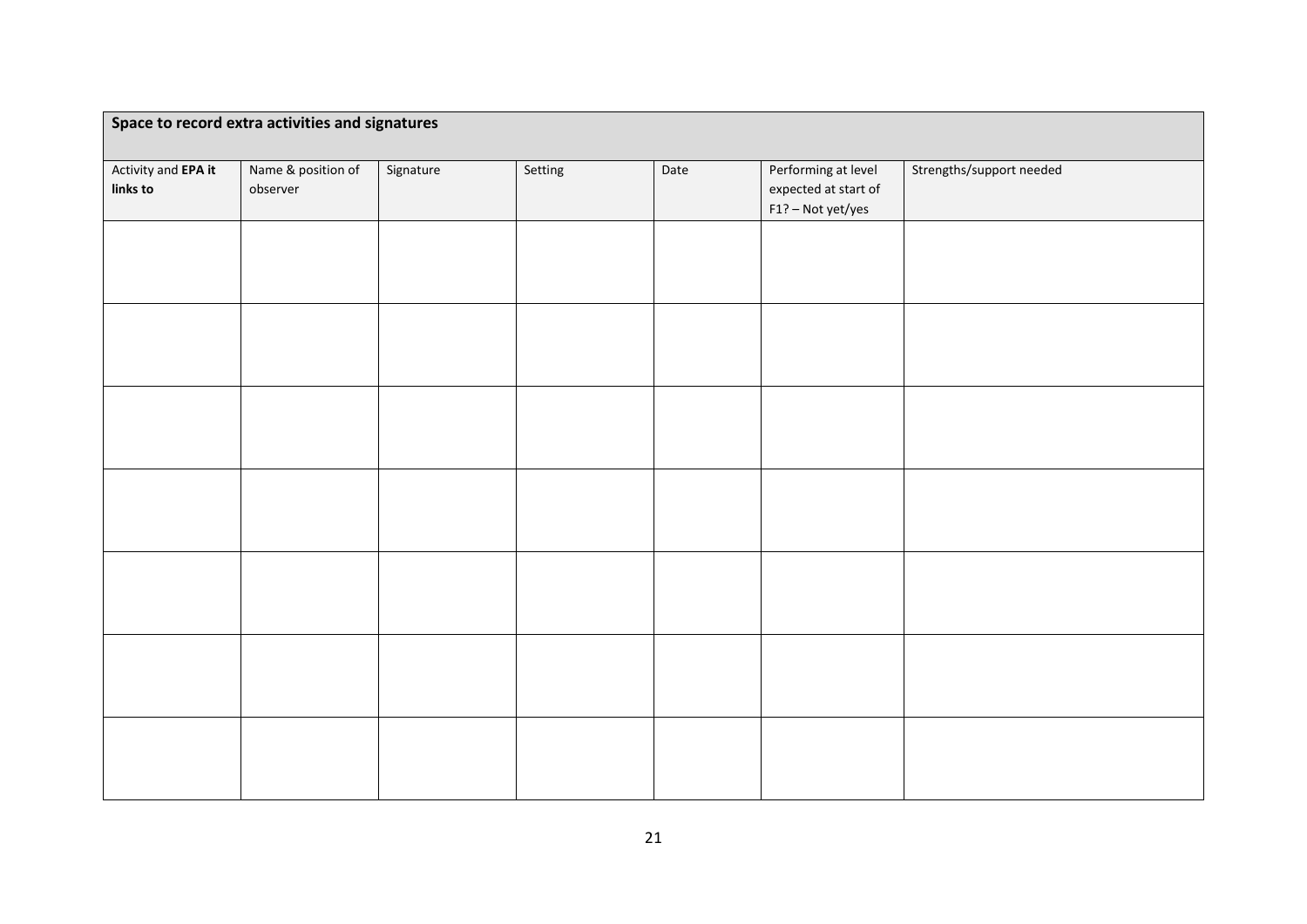| Space to record extra activities and signatures | | | | | | |
|---|---|---|---|---|---|---|
| Activity and **EPA it links to** | Name & position of observer | Signature | Setting | Date | Performing at level expected at start of F1? – Not yet/yes | Strengths/support needed |
| | | | | | | |
| | | | | | | |
| | | | | | | |
| | | | | | | |
| | | | | | | |
| | | | | | | |
| | | | | | | |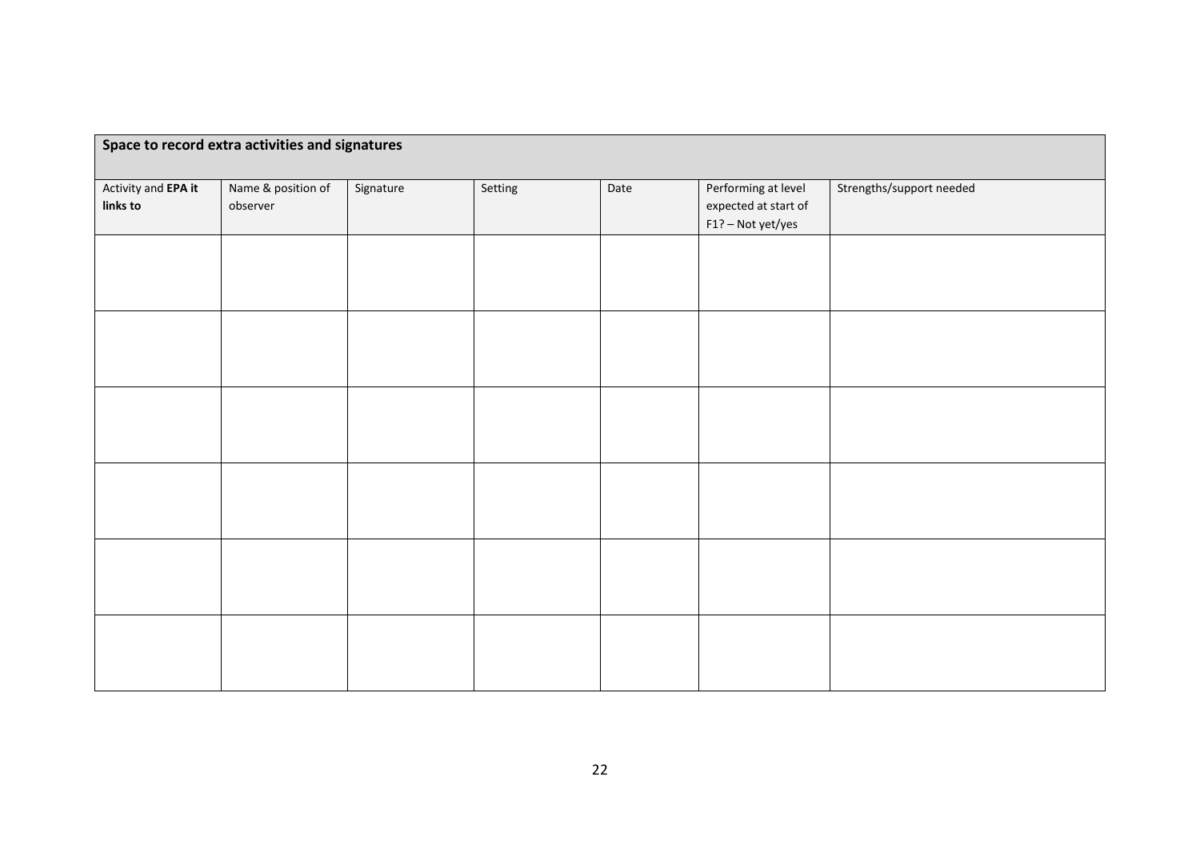| Space to record extra activities and signatures | | | | | | |
|---|---|---|---|---|---|---|
| Activity and **EPA it links to** | Name & position of observer | Signature | Setting | Date | Performing at level expected at start of F1? – Not yet/yes | Strengths/support needed |
| | | | | | | |
| | | | | | | |
| | | | | | | |
| | | | | | | |
| | | | | | | |
| | | | | | | |